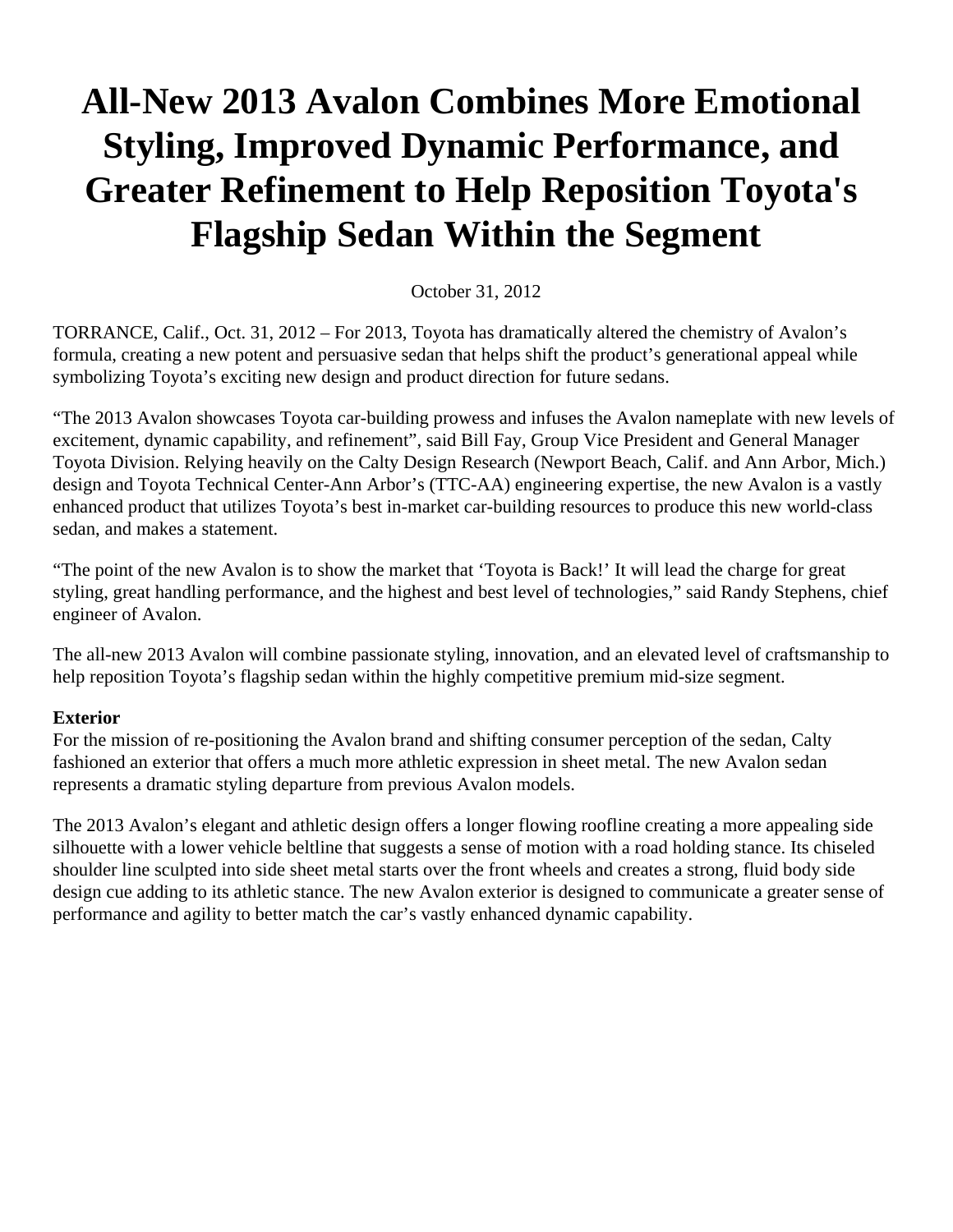# All-New 2013 Avalon Combines More Emotional Styling, Improved Dynamic Performance, and Greater Refinement to Help Reposition Toyota's Flagship Sedan Within the Segment

October 31, 2012

TORRANCE, Calif., Oct. 31, 2012 – For 2013, Toyota has dramatically altered the chemistry of Avalon’s formula, creating a new potent and persuasive sedan that helps shift the product’s generational appeal while symbolizing Toyota’s exciting new design and product direction for future sedans.

“The 2013 Avalon showcases Toyota car-building prowess and infuses the Avalon nameplate with new levels of excitement, dynamic capability, and refinement”, said Bill Fay, Group Vice President and General Manager Toyota Division. Relying heavily on the Calty Design Research (Newport Beach, Calif. and Ann Arbor, Mich.) design and Toyota Technical Center-Ann Arbor’s (TTC-AA) engineering expertise, the new Avalon is a vastly enhanced product that utilizes Toyota’s best in-market car-building resources to produce this new world-class sedan, and makes a statement.

“The point of the new Avalon is to show the market that ‘Toyota is Back!’ It will lead the charge for great styling, great handling performance, and the highest and best level of technologies,” said Randy Stephens, chief engineer of Avalon.

The all-new 2013 Avalon will combine passionate styling, innovation, and an elevated level of craftsmanship to help reposition Toyota’s flagship sedan within the highly competitive premium mid-size segment.

**Exterior**

For the mission of re-positioning the Avalon brand and shifting consumer perception of the sedan, Calty fashioned an exterior that offers a much more athletic expression in sheet metal. The new Avalon sedan represents a dramatic styling departure from previous Avalon models.

The 2013 Avalon’s elegant and athletic design offers a longer flowing roofline creating a more appealing side silhouette with a lower vehicle beltline that suggests a sense of motion with a road holding stance. Its chiseled shoulder line sculpted into side sheet metal starts over the front wheels and creates a strong, fluid body side design cue adding to its athletic stance. The new Avalon exterior is designed to communicate a greater sense of performance and agility to better match the car’s vastly enhanced dynamic capability.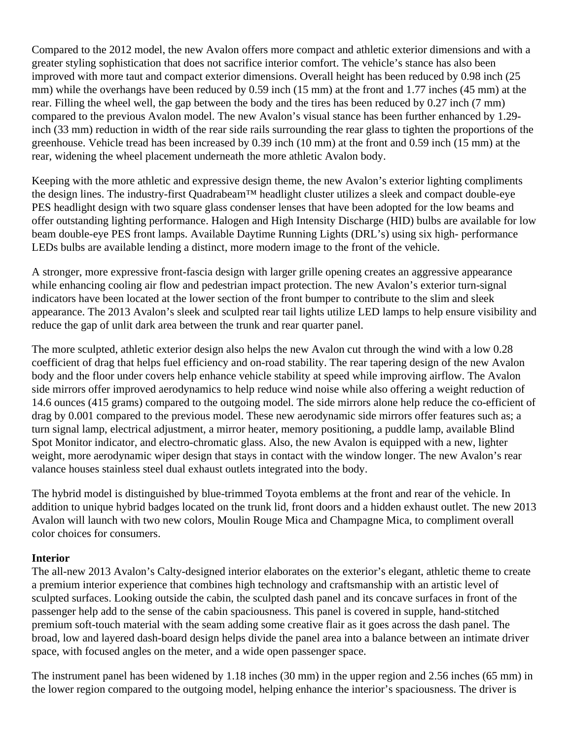Compared to the 2012 model, the new Avalon offers more compact and athletic exterior dimensions and with a greater styling sophistication that does not sacrifice interior comfort. The vehicle's stance has also been improved with more taut and compact exterior dimensions. Overall height has been reduced by 0.98 inch (25 mm) while the overhangs have been reduced by 0.59 inch (15 mm) at the front and 1.77 inches (45 mm) at the rear. Filling the wheel well, the gap between the body and the tires has been reduced by 0.27 inch (7 mm) compared to the previous Avalon model. The new Avalon's visual stance has been further enhanced by 1.29-inch (33 mm) reduction in width of the rear side rails surrounding the rear glass to tighten the proportions of the greenhouse. Vehicle tread has been increased by 0.39 inch (10 mm) at the front and 0.59 inch (15 mm) at the rear, widening the wheel placement underneath the more athletic Avalon body.

Keeping with the more athletic and expressive design theme, the new Avalon's exterior lighting compliments the design lines. The industry-first Quadrabeam™ headlight cluster utilizes a sleek and compact double-eye PES headlight design with two square glass condenser lenses that have been adopted for the low beams and offer outstanding lighting performance. Halogen and High Intensity Discharge (HID) bulbs are available for low beam double-eye PES front lamps. Available Daytime Running Lights (DRL's) using six high- performance LEDs bulbs are available lending a distinct, more modern image to the front of the vehicle.

A stronger, more expressive front-fascia design with larger grille opening creates an aggressive appearance while enhancing cooling air flow and pedestrian impact protection. The new Avalon's exterior turn-signal indicators have been located at the lower section of the front bumper to contribute to the slim and sleek appearance. The 2013 Avalon's sleek and sculpted rear tail lights utilize LED lamps to help ensure visibility and reduce the gap of unlit dark area between the trunk and rear quarter panel.

The more sculpted, athletic exterior design also helps the new Avalon cut through the wind with a low 0.28 coefficient of drag that helps fuel efficiency and on-road stability. The rear tapering design of the new Avalon body and the floor under covers help enhance vehicle stability at speed while improving airflow. The Avalon side mirrors offer improved aerodynamics to help reduce wind noise while also offering a weight reduction of 14.6 ounces (415 grams) compared to the outgoing model. The side mirrors alone help reduce the co-efficient of drag by 0.001 compared to the previous model. These new aerodynamic side mirrors offer features such as; a turn signal lamp, electrical adjustment, a mirror heater, memory positioning, a puddle lamp, available Blind Spot Monitor indicator, and electro-chromatic glass. Also, the new Avalon is equipped with a new, lighter weight, more aerodynamic wiper design that stays in contact with the window longer. The new Avalon's rear valance houses stainless steel dual exhaust outlets integrated into the body.

The hybrid model is distinguished by blue-trimmed Toyota emblems at the front and rear of the vehicle. In addition to unique hybrid badges located on the trunk lid, front doors and a hidden exhaust outlet. The new 2013 Avalon will launch with two new colors, Moulin Rouge Mica and Champagne Mica, to compliment overall color choices for consumers.

**Interior**

The all-new 2013 Avalon's Calty-designed interior elaborates on the exterior's elegant, athletic theme to create a premium interior experience that combines high technology and craftsmanship with an artistic level of sculpted surfaces. Looking outside the cabin, the sculpted dash panel and its concave surfaces in front of the passenger help add to the sense of the cabin spaciousness. This panel is covered in supple, hand-stitched premium soft-touch material with the seam adding some creative flair as it goes across the dash panel. The broad, low and layered dash-board design helps divide the panel area into a balance between an intimate driver space, with focused angles on the meter, and a wide open passenger space.

The instrument panel has been widened by 1.18 inches (30 mm) in the upper region and 2.56 inches (65 mm) in the lower region compared to the outgoing model, helping enhance the interior's spaciousness. The driver is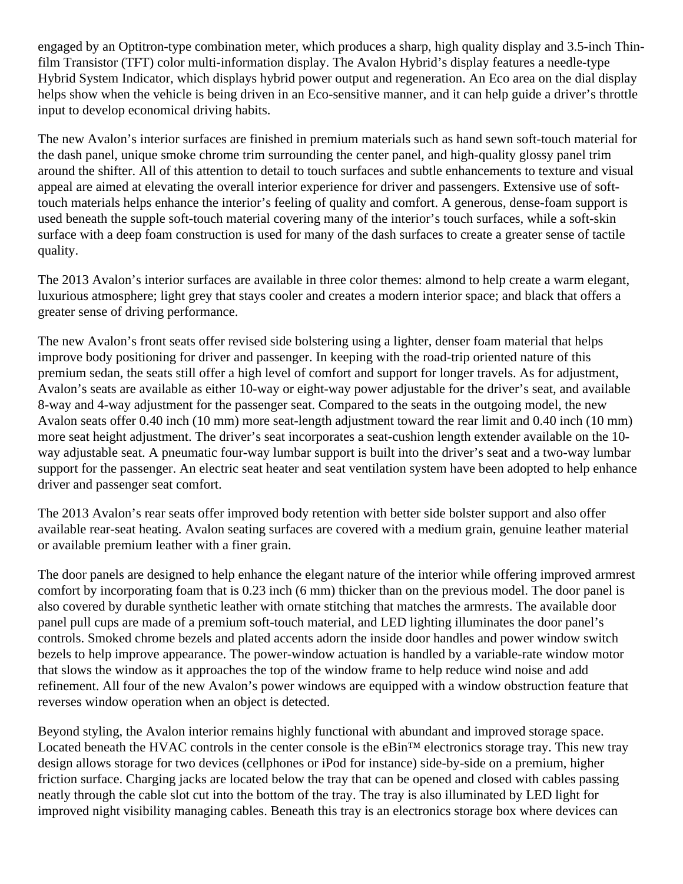engaged by an Optitron-type combination meter, which produces a sharp, high quality display and 3.5-inch Thin-film Transistor (TFT) color multi-information display. The Avalon Hybrid's display features a needle-type Hybrid System Indicator, which displays hybrid power output and regeneration. An Eco area on the dial display helps show when the vehicle is being driven in an Eco-sensitive manner, and it can help guide a driver's throttle input to develop economical driving habits.

The new Avalon's interior surfaces are finished in premium materials such as hand sewn soft-touch material for the dash panel, unique smoke chrome trim surrounding the center panel, and high-quality glossy panel trim around the shifter. All of this attention to detail to touch surfaces and subtle enhancements to texture and visual appeal are aimed at elevating the overall interior experience for driver and passengers. Extensive use of soft-touch materials helps enhance the interior's feeling of quality and comfort. A generous, dense-foam support is used beneath the supple soft-touch material covering many of the interior's touch surfaces, while a soft-skin surface with a deep foam construction is used for many of the dash surfaces to create a greater sense of tactile quality.

The 2013 Avalon's interior surfaces are available in three color themes: almond to help create a warm elegant, luxurious atmosphere; light grey that stays cooler and creates a modern interior space; and black that offers a greater sense of driving performance.

The new Avalon's front seats offer revised side bolstering using a lighter, denser foam material that helps improve body positioning for driver and passenger. In keeping with the road-trip oriented nature of this premium sedan, the seats still offer a high level of comfort and support for longer travels. As for adjustment, Avalon's seats are available as either 10-way or eight-way power adjustable for the driver's seat, and available 8-way and 4-way adjustment for the passenger seat. Compared to the seats in the outgoing model, the new Avalon seats offer 0.40 inch (10 mm) more seat-length adjustment toward the rear limit and 0.40 inch (10 mm) more seat height adjustment. The driver's seat incorporates a seat-cushion length extender available on the 10-way adjustable seat. A pneumatic four-way lumbar support is built into the driver's seat and a two-way lumbar support for the passenger. An electric seat heater and seat ventilation system have been adopted to help enhance driver and passenger seat comfort.

The 2013 Avalon's rear seats offer improved body retention with better side bolster support and also offer available rear-seat heating. Avalon seating surfaces are covered with a medium grain, genuine leather material or available premium leather with a finer grain.

The door panels are designed to help enhance the elegant nature of the interior while offering improved armrest comfort by incorporating foam that is 0.23 inch (6 mm) thicker than on the previous model. The door panel is also covered by durable synthetic leather with ornate stitching that matches the armrests. The available door panel pull cups are made of a premium soft-touch material, and LED lighting illuminates the door panel's controls. Smoked chrome bezels and plated accents adorn the inside door handles and power window switch bezels to help improve appearance. The power-window actuation is handled by a variable-rate window motor that slows the window as it approaches the top of the window frame to help reduce wind noise and add refinement. All four of the new Avalon's power windows are equipped with a window obstruction feature that reverses window operation when an object is detected.

Beyond styling, the Avalon interior remains highly functional with abundant and improved storage space. Located beneath the HVAC controls in the center console is the eBin™ electronics storage tray. This new tray design allows storage for two devices (cellphones or iPod for instance) side-by-side on a premium, higher friction surface. Charging jacks are located below the tray that can be opened and closed with cables passing neatly through the cable slot cut into the bottom of the tray. The tray is also illuminated by LED light for improved night visibility managing cables. Beneath this tray is an electronics storage box where devices can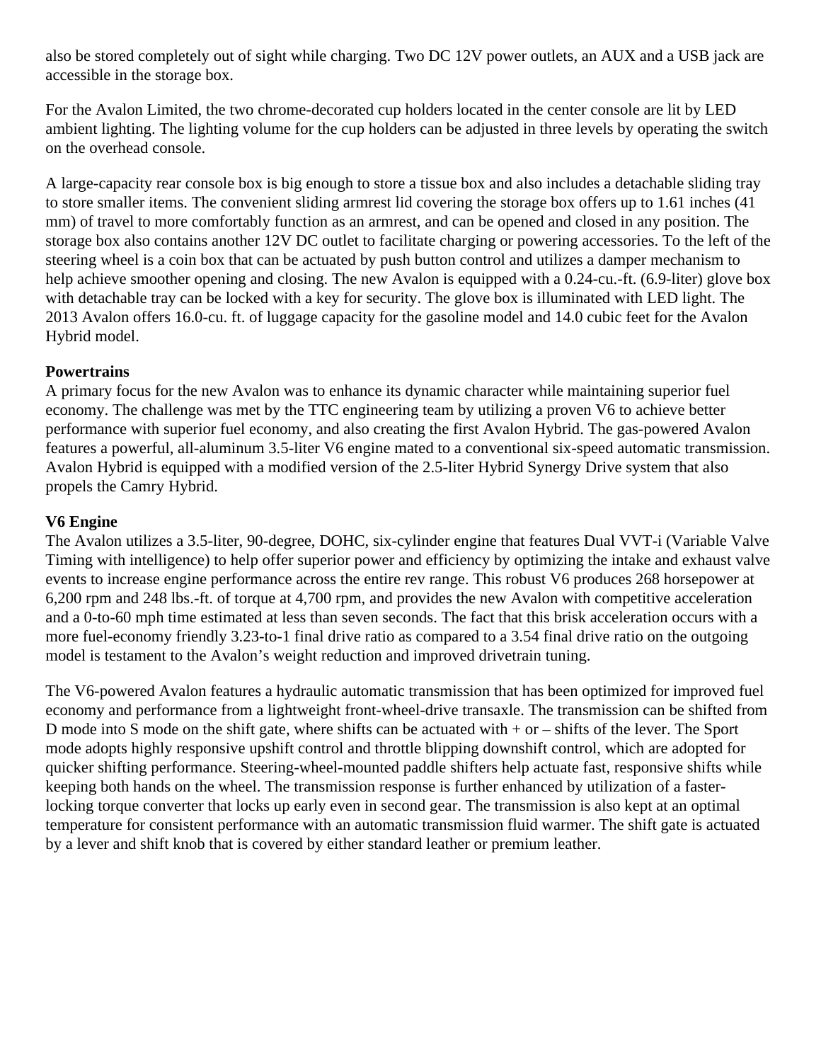also be stored completely out of sight while charging. Two DC 12V power outlets, an AUX and a USB jack are accessible in the storage box.

For the Avalon Limited, the two chrome-decorated cup holders located in the center console are lit by LED ambient lighting. The lighting volume for the cup holders can be adjusted in three levels by operating the switch on the overhead console.

A large-capacity rear console box is big enough to store a tissue box and also includes a detachable sliding tray to store smaller items. The convenient sliding armrest lid covering the storage box offers up to 1.61 inches (41 mm) of travel to more comfortably function as an armrest, and can be opened and closed in any position. The storage box also contains another 12V DC outlet to facilitate charging or powering accessories. To the left of the steering wheel is a coin box that can be actuated by push button control and utilizes a damper mechanism to help achieve smoother opening and closing. The new Avalon is equipped with a 0.24-cu.-ft. (6.9-liter) glove box with detachable tray can be locked with a key for security. The glove box is illuminated with LED light. The 2013 Avalon offers 16.0-cu. ft. of luggage capacity for the gasoline model and 14.0 cubic feet for the Avalon Hybrid model.

**Powertrains**

A primary focus for the new Avalon was to enhance its dynamic character while maintaining superior fuel economy. The challenge was met by the TTC engineering team by utilizing a proven V6 to achieve better performance with superior fuel economy, and also creating the first Avalon Hybrid. The gas-powered Avalon features a powerful, all-aluminum 3.5-liter V6 engine mated to a conventional six-speed automatic transmission. Avalon Hybrid is equipped with a modified version of the 2.5-liter Hybrid Synergy Drive system that also propels the Camry Hybrid.

**V6 Engine**

The Avalon utilizes a 3.5-liter, 90-degree, DOHC, six-cylinder engine that features Dual VVT-i (Variable Valve Timing with intelligence) to help offer superior power and efficiency by optimizing the intake and exhaust valve events to increase engine performance across the entire rev range. This robust V6 produces 268 horsepower at 6,200 rpm and 248 lbs.-ft. of torque at 4,700 rpm, and provides the new Avalon with competitive acceleration and a 0-to-60 mph time estimated at less than seven seconds. The fact that this brisk acceleration occurs with a more fuel-economy friendly 3.23-to-1 final drive ratio as compared to a 3.54 final drive ratio on the outgoing model is testament to the Avalon's weight reduction and improved drivetrain tuning.

The V6-powered Avalon features a hydraulic automatic transmission that has been optimized for improved fuel economy and performance from a lightweight front-wheel-drive transaxle. The transmission can be shifted from D mode into S mode on the shift gate, where shifts can be actuated with + or – shifts of the lever. The Sport mode adopts highly responsive upshift control and throttle blipping downshift control, which are adopted for quicker shifting performance. Steering-wheel-mounted paddle shifters help actuate fast, responsive shifts while keeping both hands on the wheel. The transmission response is further enhanced by utilization of a faster-locking torque converter that locks up early even in second gear. The transmission is also kept at an optimal temperature for consistent performance with an automatic transmission fluid warmer. The shift gate is actuated by a lever and shift knob that is covered by either standard leather or premium leather.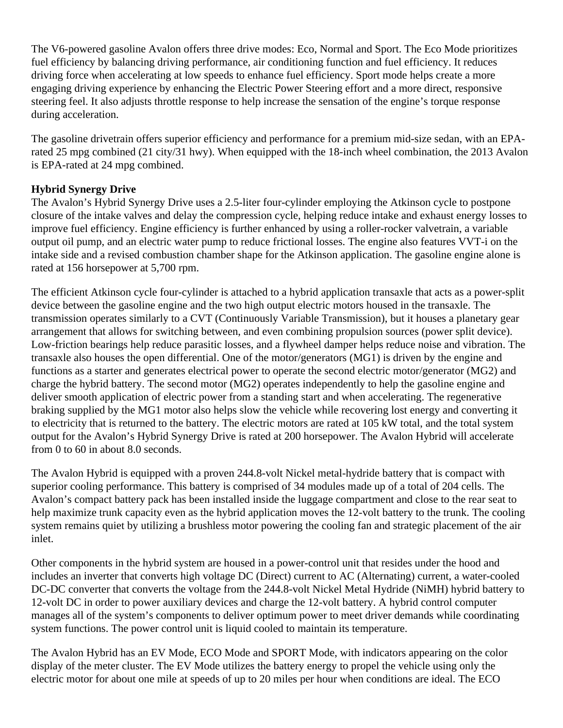The V6-powered gasoline Avalon offers three drive modes: Eco, Normal and Sport. The Eco Mode prioritizes fuel efficiency by balancing driving performance, air conditioning function and fuel efficiency. It reduces driving force when accelerating at low speeds to enhance fuel efficiency. Sport mode helps create a more engaging driving experience by enhancing the Electric Power Steering effort and a more direct, responsive steering feel. It also adjusts throttle response to help increase the sensation of the engine's torque response during acceleration.

The gasoline drivetrain offers superior efficiency and performance for a premium mid-size sedan, with an EPA-rated 25 mpg combined (21 city/31 hwy). When equipped with the 18-inch wheel combination, the 2013 Avalon is EPA-rated at 24 mpg combined.

**Hybrid Synergy Drive**

The Avalon's Hybrid Synergy Drive uses a 2.5-liter four-cylinder employing the Atkinson cycle to postpone closure of the intake valves and delay the compression cycle, helping reduce intake and exhaust energy losses to improve fuel efficiency. Engine efficiency is further enhanced by using a roller-rocker valvetrain, a variable output oil pump, and an electric water pump to reduce frictional losses. The engine also features VVT-i on the intake side and a revised combustion chamber shape for the Atkinson application. The gasoline engine alone is rated at 156 horsepower at 5,700 rpm.

The efficient Atkinson cycle four-cylinder is attached to a hybrid application transaxle that acts as a power-split device between the gasoline engine and the two high output electric motors housed in the transaxle. The transmission operates similarly to a CVT (Continuously Variable Transmission), but it houses a planetary gear arrangement that allows for switching between, and even combining propulsion sources (power split device). Low-friction bearings help reduce parasitic losses, and a flywheel damper helps reduce noise and vibration. The transaxle also houses the open differential. One of the motor/generators (MG1) is driven by the engine and functions as a starter and generates electrical power to operate the second electric motor/generator (MG2) and charge the hybrid battery. The second motor (MG2) operates independently to help the gasoline engine and deliver smooth application of electric power from a standing start and when accelerating. The regenerative braking supplied by the MG1 motor also helps slow the vehicle while recovering lost energy and converting it to electricity that is returned to the battery. The electric motors are rated at 105 kW total, and the total system output for the Avalon's Hybrid Synergy Drive is rated at 200 horsepower. The Avalon Hybrid will accelerate from 0 to 60 in about 8.0 seconds.

The Avalon Hybrid is equipped with a proven 244.8-volt Nickel metal-hydride battery that is compact with superior cooling performance. This battery is comprised of 34 modules made up of a total of 204 cells. The Avalon's compact battery pack has been installed inside the luggage compartment and close to the rear seat to help maximize trunk capacity even as the hybrid application moves the 12-volt battery to the trunk. The cooling system remains quiet by utilizing a brushless motor powering the cooling fan and strategic placement of the air inlet.

Other components in the hybrid system are housed in a power-control unit that resides under the hood and includes an inverter that converts high voltage DC (Direct) current to AC (Alternating) current, a water-cooled DC-DC converter that converts the voltage from the 244.8-volt Nickel Metal Hydride (NiMH) hybrid battery to 12-volt DC in order to power auxiliary devices and charge the 12-volt battery. A hybrid control computer manages all of the system's components to deliver optimum power to meet driver demands while coordinating system functions. The power control unit is liquid cooled to maintain its temperature.

The Avalon Hybrid has an EV Mode, ECO Mode and SPORT Mode, with indicators appearing on the color display of the meter cluster. The EV Mode utilizes the battery energy to propel the vehicle using only the electric motor for about one mile at speeds of up to 20 miles per hour when conditions are ideal. The ECO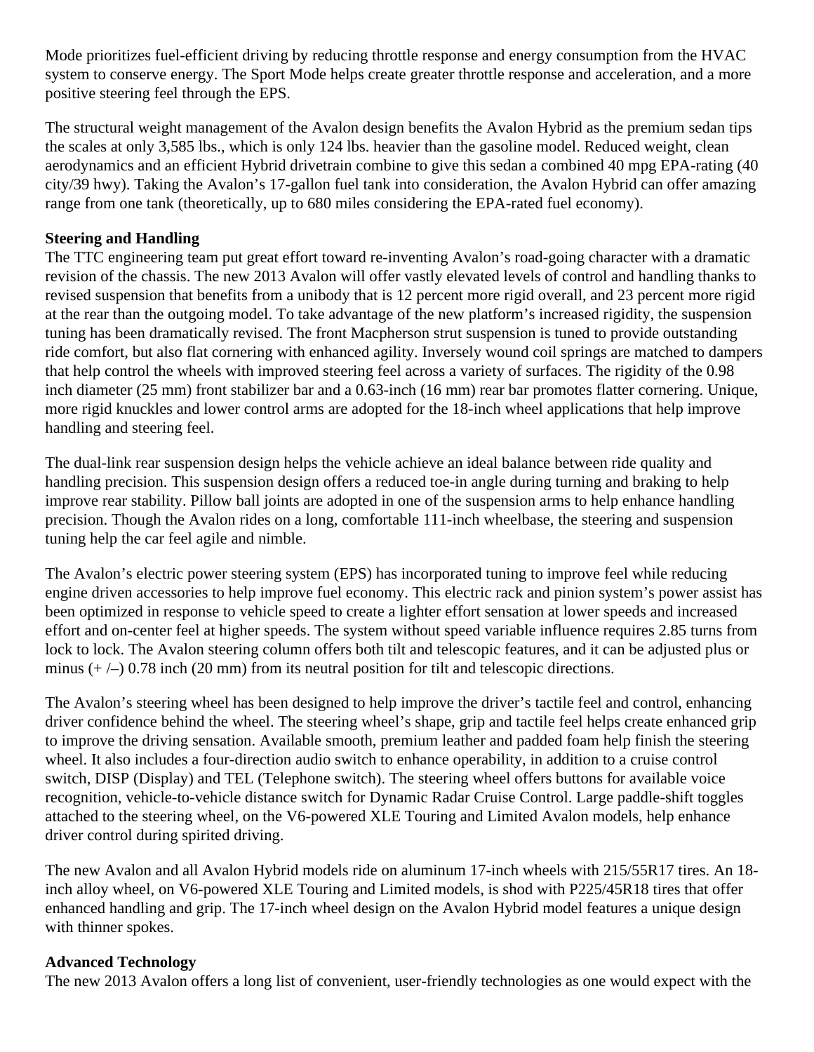Mode prioritizes fuel-efficient driving by reducing throttle response and energy consumption from the HVAC system to conserve energy. The Sport Mode helps create greater throttle response and acceleration, and a more positive steering feel through the EPS.

The structural weight management of the Avalon design benefits the Avalon Hybrid as the premium sedan tips the scales at only 3,585 lbs., which is only 124 lbs. heavier than the gasoline model. Reduced weight, clean aerodynamics and an efficient Hybrid drivetrain combine to give this sedan a combined 40 mpg EPA-rating (40 city/39 hwy). Taking the Avalon's 17-gallon fuel tank into consideration, the Avalon Hybrid can offer amazing range from one tank (theoretically, up to 680 miles considering the EPA-rated fuel economy).

**Steering and Handling**

The TTC engineering team put great effort toward re-inventing Avalon's road-going character with a dramatic revision of the chassis. The new 2013 Avalon will offer vastly elevated levels of control and handling thanks to revised suspension that benefits from a unibody that is 12 percent more rigid overall, and 23 percent more rigid at the rear than the outgoing model. To take advantage of the new platform's increased rigidity, the suspension tuning has been dramatically revised. The front Macpherson strut suspension is tuned to provide outstanding ride comfort, but also flat cornering with enhanced agility. Inversely wound coil springs are matched to dampers that help control the wheels with improved steering feel across a variety of surfaces. The rigidity of the 0.98 inch diameter (25 mm) front stabilizer bar and a 0.63-inch (16 mm) rear bar promotes flatter cornering. Unique, more rigid knuckles and lower control arms are adopted for the 18-inch wheel applications that help improve handling and steering feel.

The dual-link rear suspension design helps the vehicle achieve an ideal balance between ride quality and handling precision. This suspension design offers a reduced toe-in angle during turning and braking to help improve rear stability. Pillow ball joints are adopted in one of the suspension arms to help enhance handling precision. Though the Avalon rides on a long, comfortable 111-inch wheelbase, the steering and suspension tuning help the car feel agile and nimble.

The Avalon's electric power steering system (EPS) has incorporated tuning to improve feel while reducing engine driven accessories to help improve fuel economy. This electric rack and pinion system's power assist has been optimized in response to vehicle speed to create a lighter effort sensation at lower speeds and increased effort and on-center feel at higher speeds. The system without speed variable influence requires 2.85 turns from lock to lock. The Avalon steering column offers both tilt and telescopic features, and it can be adjusted plus or minus (+ /–) 0.78 inch (20 mm) from its neutral position for tilt and telescopic directions.

The Avalon's steering wheel has been designed to help improve the driver's tactile feel and control, enhancing driver confidence behind the wheel. The steering wheel's shape, grip and tactile feel helps create enhanced grip to improve the driving sensation. Available smooth, premium leather and padded foam help finish the steering wheel. It also includes a four-direction audio switch to enhance operability, in addition to a cruise control switch, DISP (Display) and TEL (Telephone switch). The steering wheel offers buttons for available voice recognition, vehicle-to-vehicle distance switch for Dynamic Radar Cruise Control. Large paddle-shift toggles attached to the steering wheel, on the V6-powered XLE Touring and Limited Avalon models, help enhance driver control during spirited driving.

The new Avalon and all Avalon Hybrid models ride on aluminum 17-inch wheels with 215/55R17 tires. An 18-inch alloy wheel, on V6-powered XLE Touring and Limited models, is shod with P225/45R18 tires that offer enhanced handling and grip. The 17-inch wheel design on the Avalon Hybrid model features a unique design with thinner spokes.

**Advanced Technology**

The new 2013 Avalon offers a long list of convenient, user-friendly technologies as one would expect with the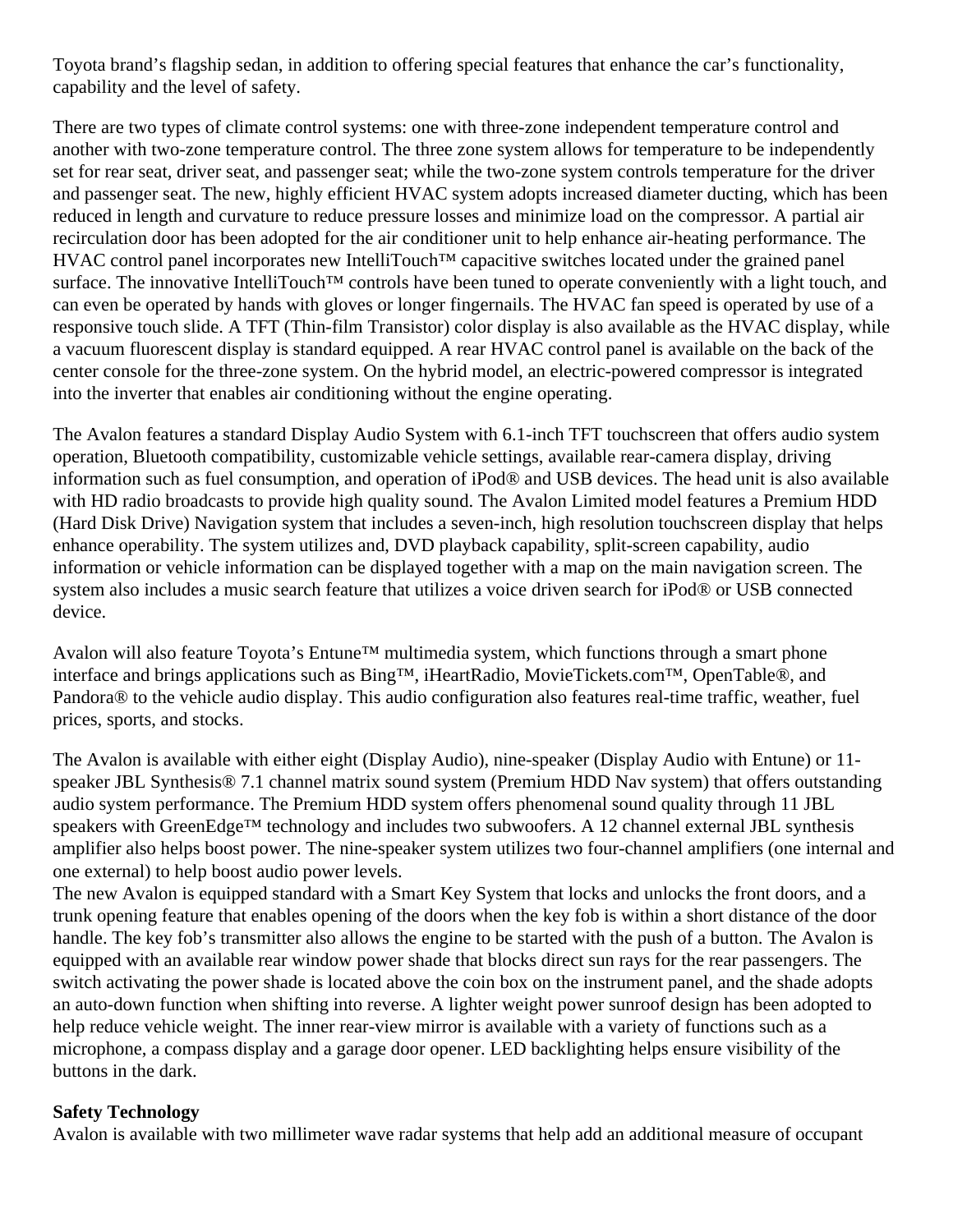Toyota brand's flagship sedan, in addition to offering special features that enhance the car's functionality, capability and the level of safety.

There are two types of climate control systems: one with three-zone independent temperature control and another with two-zone temperature control. The three zone system allows for temperature to be independently set for rear seat, driver seat, and passenger seat; while the two-zone system controls temperature for the driver and passenger seat. The new, highly efficient HVAC system adopts increased diameter ducting, which has been reduced in length and curvature to reduce pressure losses and minimize load on the compressor. A partial air recirculation door has been adopted for the air conditioner unit to help enhance air-heating performance. The HVAC control panel incorporates new IntelliTouch™ capacitive switches located under the grained panel surface. The innovative IntelliTouch™ controls have been tuned to operate conveniently with a light touch, and can even be operated by hands with gloves or longer fingernails. The HVAC fan speed is operated by use of a responsive touch slide. A TFT (Thin-film Transistor) color display is also available as the HVAC display, while a vacuum fluorescent display is standard equipped. A rear HVAC control panel is available on the back of the center console for the three-zone system. On the hybrid model, an electric-powered compressor is integrated into the inverter that enables air conditioning without the engine operating.

The Avalon features a standard Display Audio System with 6.1-inch TFT touchscreen that offers audio system operation, Bluetooth compatibility, customizable vehicle settings, available rear-camera display, driving information such as fuel consumption, and operation of iPod® and USB devices. The head unit is also available with HD radio broadcasts to provide high quality sound. The Avalon Limited model features a Premium HDD (Hard Disk Drive) Navigation system that includes a seven-inch, high resolution touchscreen display that helps enhance operability. The system utilizes and, DVD playback capability, split-screen capability, audio information or vehicle information can be displayed together with a map on the main navigation screen. The system also includes a music search feature that utilizes a voice driven search for iPod® or USB connected device.

Avalon will also feature Toyota's Entune™ multimedia system, which functions through a smart phone interface and brings applications such as Bing™, iHeartRadio, MovieTickets.com™, OpenTable®, and Pandora® to the vehicle audio display. This audio configuration also features real-time traffic, weather, fuel prices, sports, and stocks.

The Avalon is available with either eight (Display Audio), nine-speaker (Display Audio with Entune) or 11-speaker JBL Synthesis® 7.1 channel matrix sound system (Premium HDD Nav system) that offers outstanding audio system performance. The Premium HDD system offers phenomenal sound quality through 11 JBL speakers with GreenEdge™ technology and includes two subwoofers. A 12 channel external JBL synthesis amplifier also helps boost power. The nine-speaker system utilizes two four-channel amplifiers (one internal and one external) to help boost audio power levels.

The new Avalon is equipped standard with a Smart Key System that locks and unlocks the front doors, and a trunk opening feature that enables opening of the doors when the key fob is within a short distance of the door handle. The key fob's transmitter also allows the engine to be started with the push of a button. The Avalon is equipped with an available rear window power shade that blocks direct sun rays for the rear passengers. The switch activating the power shade is located above the coin box on the instrument panel, and the shade adopts an auto-down function when shifting into reverse. A lighter weight power sunroof design has been adopted to help reduce vehicle weight. The inner rear-view mirror is available with a variety of functions such as a microphone, a compass display and a garage door opener. LED backlighting helps ensure visibility of the buttons in the dark.

**Safety Technology**

Avalon is available with two millimeter wave radar systems that help add an additional measure of occupant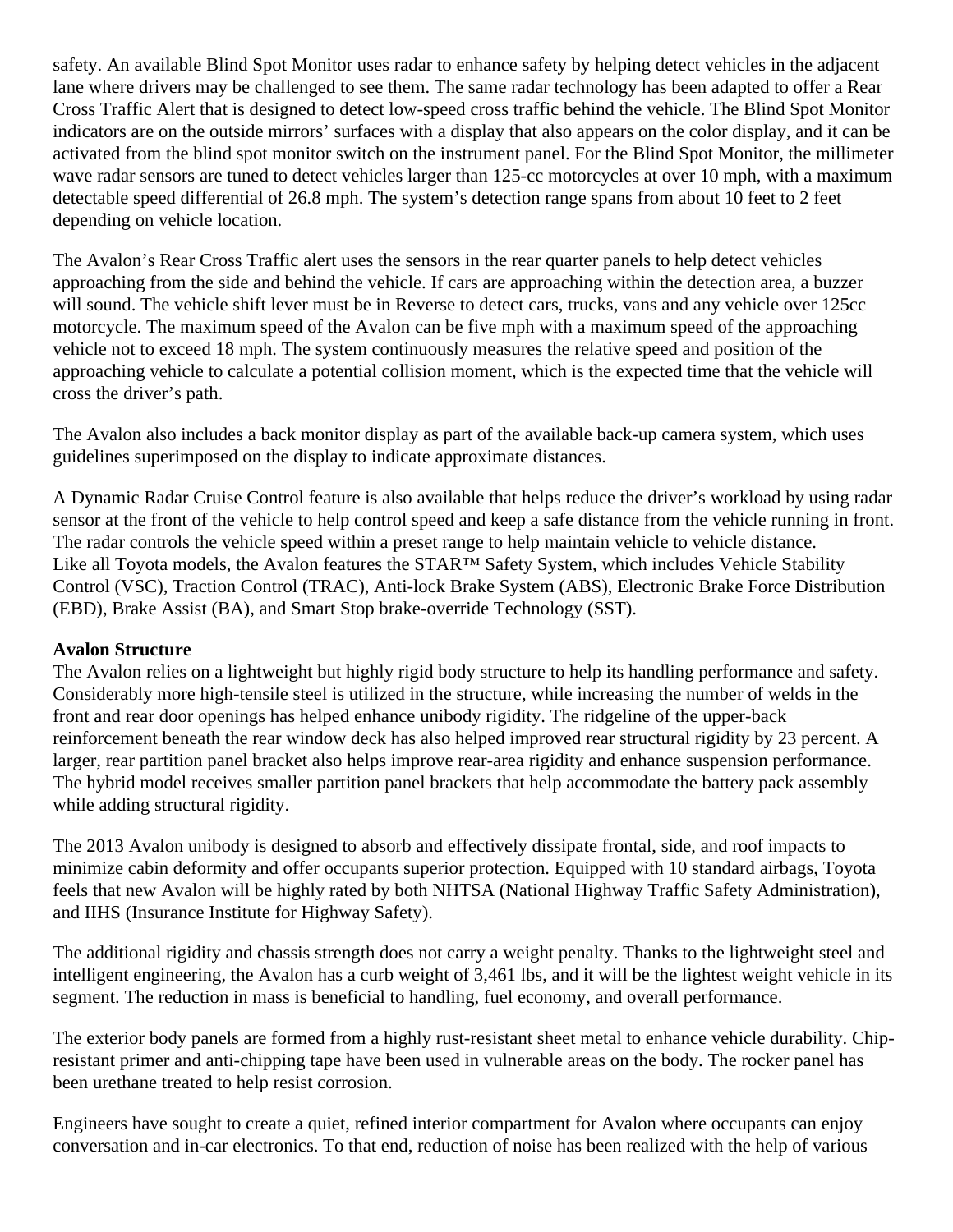safety. An available Blind Spot Monitor uses radar to enhance safety by helping detect vehicles in the adjacent lane where drivers may be challenged to see them. The same radar technology has been adapted to offer a Rear Cross Traffic Alert that is designed to detect low-speed cross traffic behind the vehicle. The Blind Spot Monitor indicators are on the outside mirrors' surfaces with a display that also appears on the color display, and it can be activated from the blind spot monitor switch on the instrument panel. For the Blind Spot Monitor, the millimeter wave radar sensors are tuned to detect vehicles larger than 125-cc motorcycles at over 10 mph, with a maximum detectable speed differential of 26.8 mph. The system's detection range spans from about 10 feet to 2 feet depending on vehicle location.

The Avalon's Rear Cross Traffic alert uses the sensors in the rear quarter panels to help detect vehicles approaching from the side and behind the vehicle. If cars are approaching within the detection area, a buzzer will sound. The vehicle shift lever must be in Reverse to detect cars, trucks, vans and any vehicle over 125cc motorcycle. The maximum speed of the Avalon can be five mph with a maximum speed of the approaching vehicle not to exceed 18 mph. The system continuously measures the relative speed and position of the approaching vehicle to calculate a potential collision moment, which is the expected time that the vehicle will cross the driver's path.

The Avalon also includes a back monitor display as part of the available back-up camera system, which uses guidelines superimposed on the display to indicate approximate distances.

A Dynamic Radar Cruise Control feature is also available that helps reduce the driver's workload by using radar sensor at the front of the vehicle to help control speed and keep a safe distance from the vehicle running in front. The radar controls the vehicle speed within a preset range to help maintain vehicle to vehicle distance.
Like all Toyota models, the Avalon features the STAR™ Safety System, which includes Vehicle Stability Control (VSC), Traction Control (TRAC), Anti-lock Brake System (ABS), Electronic Brake Force Distribution (EBD), Brake Assist (BA), and Smart Stop brake-override Technology (SST).

**Avalon Structure**
The Avalon relies on a lightweight but highly rigid body structure to help its handling performance and safety. Considerably more high-tensile steel is utilized in the structure, while increasing the number of welds in the front and rear door openings has helped enhance unibody rigidity. The ridgeline of the upper-back reinforcement beneath the rear window deck has also helped improved rear structural rigidity by 23 percent. A larger, rear partition panel bracket also helps improve rear-area rigidity and enhance suspension performance. The hybrid model receives smaller partition panel brackets that help accommodate the battery pack assembly while adding structural rigidity.

The 2013 Avalon unibody is designed to absorb and effectively dissipate frontal, side, and roof impacts to minimize cabin deformity and offer occupants superior protection. Equipped with 10 standard airbags, Toyota feels that new Avalon will be highly rated by both NHTSA (National Highway Traffic Safety Administration), and IIHS (Insurance Institute for Highway Safety).

The additional rigidity and chassis strength does not carry a weight penalty. Thanks to the lightweight steel and intelligent engineering, the Avalon has a curb weight of 3,461 lbs, and it will be the lightest weight vehicle in its segment. The reduction in mass is beneficial to handling, fuel economy, and overall performance.

The exterior body panels are formed from a highly rust-resistant sheet metal to enhance vehicle durability. Chip-resistant primer and anti-chipping tape have been used in vulnerable areas on the body. The rocker panel has been urethane treated to help resist corrosion.

Engineers have sought to create a quiet, refined interior compartment for Avalon where occupants can enjoy conversation and in-car electronics. To that end, reduction of noise has been realized with the help of various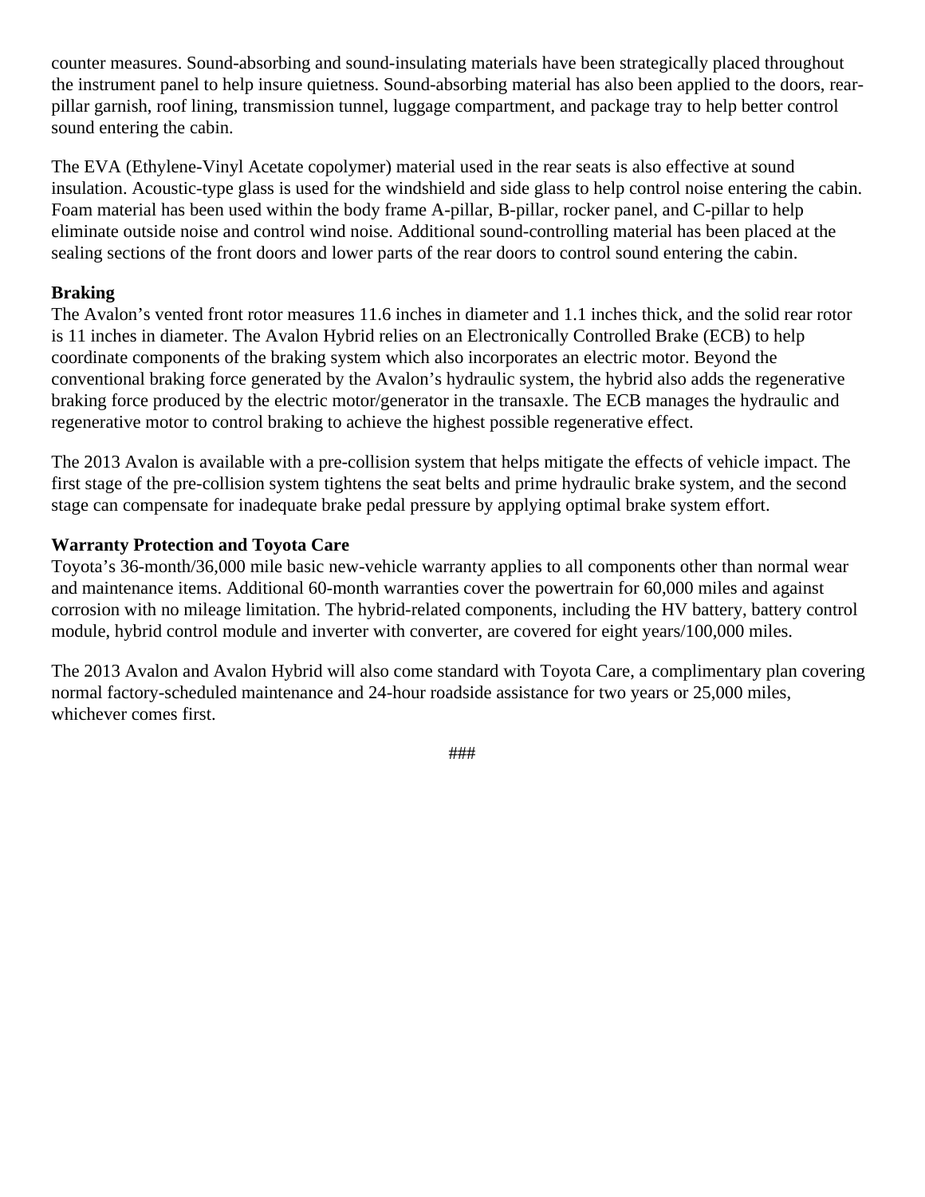counter measures. Sound-absorbing and sound-insulating materials have been strategically placed throughout the instrument panel to help insure quietness. Sound-absorbing material has also been applied to the doors, rear-pillar garnish, roof lining, transmission tunnel, luggage compartment, and package tray to help better control sound entering the cabin.

The EVA (Ethylene-Vinyl Acetate copolymer) material used in the rear seats is also effective at sound insulation. Acoustic-type glass is used for the windshield and side glass to help control noise entering the cabin. Foam material has been used within the body frame A-pillar, B-pillar, rocker panel, and C-pillar to help eliminate outside noise and control wind noise. Additional sound-controlling material has been placed at the sealing sections of the front doors and lower parts of the rear doors to control sound entering the cabin.

**Braking**

The Avalon's vented front rotor measures 11.6 inches in diameter and 1.1 inches thick, and the solid rear rotor is 11 inches in diameter. The Avalon Hybrid relies on an Electronically Controlled Brake (ECB) to help coordinate components of the braking system which also incorporates an electric motor. Beyond the conventional braking force generated by the Avalon's hydraulic system, the hybrid also adds the regenerative braking force produced by the electric motor/generator in the transaxle. The ECB manages the hydraulic and regenerative motor to control braking to achieve the highest possible regenerative effect.

The 2013 Avalon is available with a pre-collision system that helps mitigate the effects of vehicle impact. The first stage of the pre-collision system tightens the seat belts and prime hydraulic brake system, and the second stage can compensate for inadequate brake pedal pressure by applying optimal brake system effort.

**Warranty Protection and Toyota Care**

Toyota's 36-month/36,000 mile basic new-vehicle warranty applies to all components other than normal wear and maintenance items. Additional 60-month warranties cover the powertrain for 60,000 miles and against corrosion with no mileage limitation. The hybrid-related components, including the HV battery, battery control module, hybrid control module and inverter with converter, are covered for eight years/100,000 miles.

The 2013 Avalon and Avalon Hybrid will also come standard with Toyota Care, a complimentary plan covering normal factory-scheduled maintenance and 24-hour roadside assistance for two years or 25,000 miles, whichever comes first.

###